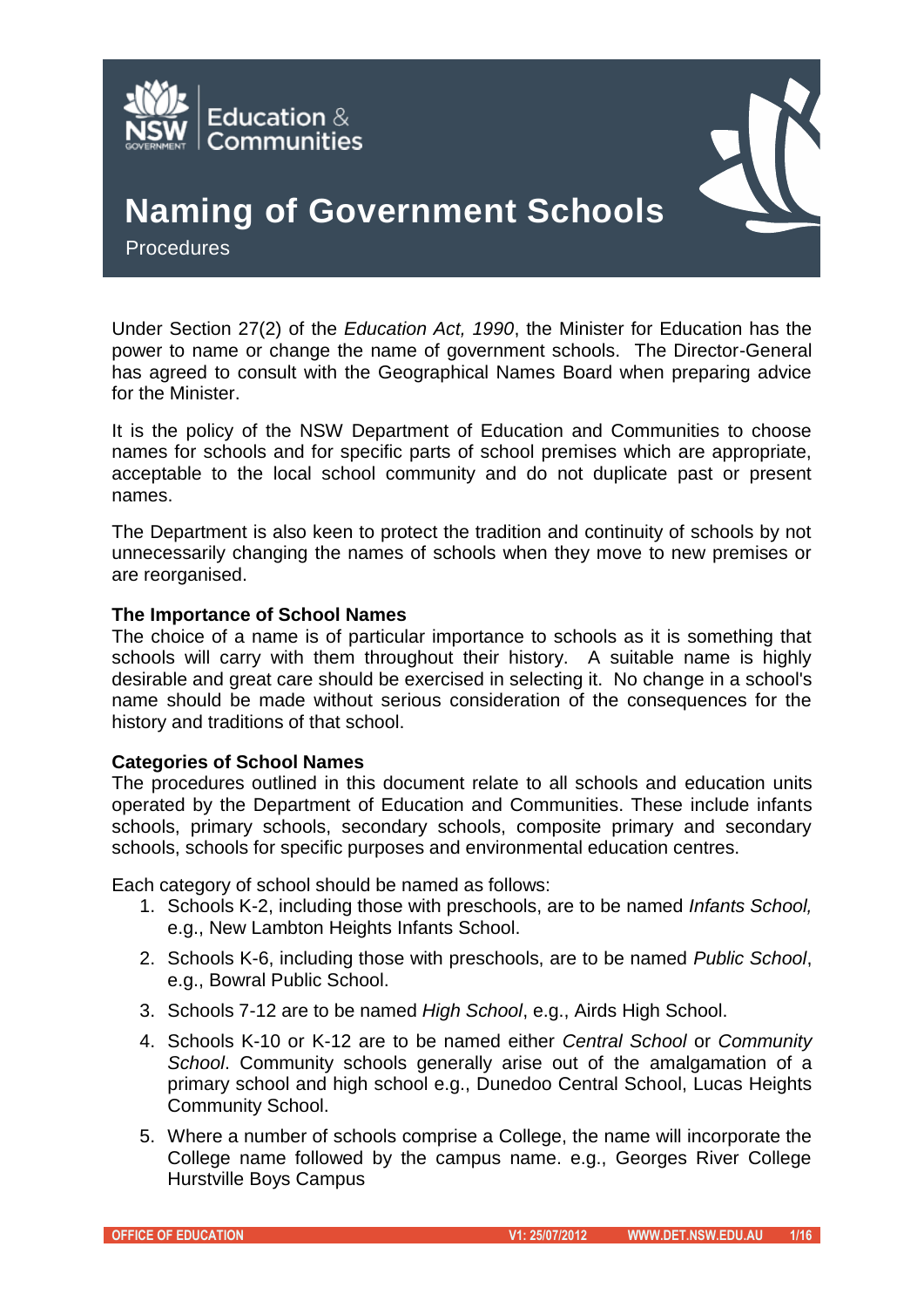# Naming of Government Schools

Procedures

Under Section 27(2) of the *Education Act, 1990*, the Minister for Education has the power to name or change the name of government schools. The Director-General has agreed to consult with the Geographical Names Board when preparing advice for the Minister.

It is the policy of the NSW Department of Education and Communities to choose names for schools and for specific parts of school premises which are appropriate, acceptable to the local school community and do not duplicate past or present names.

The Department is also keen to protect the tradition and continuity of schools by not unnecessarily changing the names of schools when they move to new premises or are reorganised.

**The Importance of School Names**

The choice of a name is of particular importance to schools as it is something that schools will carry with them throughout their history. A suitable name is highly desirable and great care should be exercised in selecting it. No change in a school's name should be made without serious consideration of the consequences for the history and traditions of that school.

**Categories of School Names**

The procedures outlined in this document relate to all schools and education units operated by the Department of Education and Communities. These include infants schools, primary schools, secondary schools, composite primary and secondary schools, schools for specific purposes and environmental education centres.

Each category of school should be named as follows:

1. Schools K-2, including those with preschools, are to be named *Infants School,* e.g., New Lambton Heights Infants School.
2. Schools K-6, including those with preschools, are to be named *Public School*, e.g., Bowral Public School.
3. Schools 7-12 are to be named *High School*, e.g., Airds High School.
4. Schools K-10 or K-12 are to be named either *Central School* or *Community School*. Community schools generally arise out of the amalgamation of a primary school and high school e.g., Dunedoo Central School, Lucas Heights Community School.
5. Where a number of schools comprise a College, the name will incorporate the College name followed by the campus name. e.g., Georges River College Hurstville Boys Campus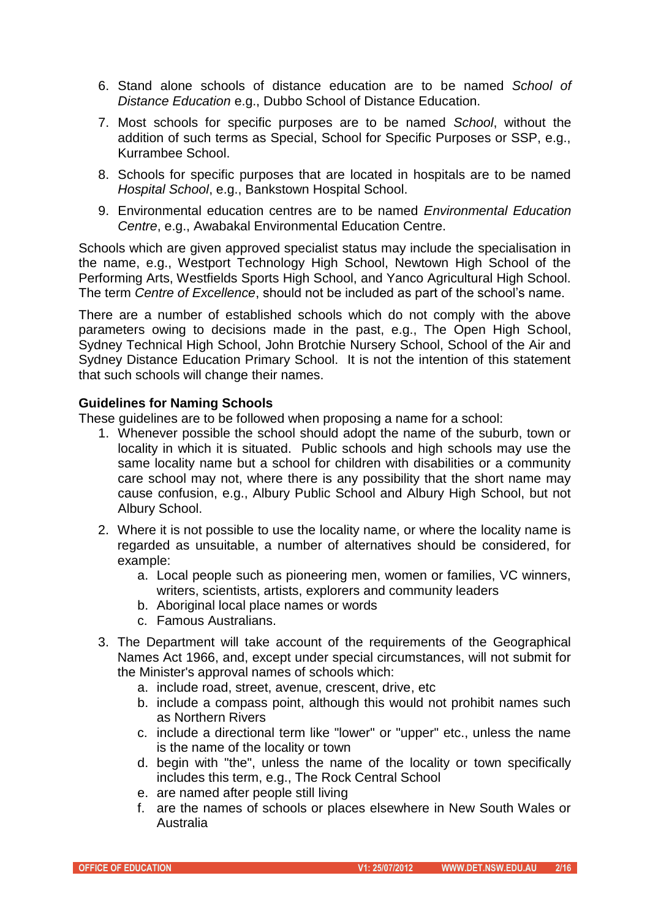6. Stand alone schools of distance education are to be named *School of Distance Education* e.g., Dubbo School of Distance Education.
7. Most schools for specific purposes are to be named *School*, without the addition of such terms as Special, School for Specific Purposes or SSP, e.g., Kurrambee School.
8. Schools for specific purposes that are located in hospitals are to be named *Hospital School*, e.g., Bankstown Hospital School.
9. Environmental education centres are to be named *Environmental Education Centre*, e.g., Awabakal Environmental Education Centre.

Schools which are given approved specialist status may include the specialisation in the name, e.g., Westport Technology High School, Newtown High School of the Performing Arts, Westfields Sports High School, and Yanco Agricultural High School. The term *Centre of Excellence*, should not be included as part of the school's name.

There are a number of established schools which do not comply with the above parameters owing to decisions made in the past, e.g., The Open High School, Sydney Technical High School, John Brotchie Nursery School, School of the Air and Sydney Distance Education Primary School. It is not the intention of this statement that such schools will change their names.

**Guidelines for Naming Schools**

These guidelines are to be followed when proposing a name for a school:

1. Whenever possible the school should adopt the name of the suburb, town or locality in which it is situated. Public schools and high schools may use the same locality name but a school for children with disabilities or a community care school may not, where there is any possibility that the short name may cause confusion, e.g., Albury Public School and Albury High School, but not Albury School.
2. Where it is not possible to use the locality name, or where the locality name is regarded as unsuitable, a number of alternatives should be considered, for example:
    a. Local people such as pioneering men, women or families, VC winners, writers, scientists, artists, explorers and community leaders
    b. Aboriginal local place names or words
    c. Famous Australians.
3. The Department will take account of the requirements of the Geographical Names Act 1966, and, except under special circumstances, will not submit for the Minister's approval names of schools which:
    a. include road, street, avenue, crescent, drive, etc
    b. include a compass point, although this would not prohibit names such as Northern Rivers
    c. include a directional term like "lower" or "upper" etc., unless the name is the name of the locality or town
    d. begin with "the", unless the name of the locality or town specifically includes this term, e.g., The Rock Central School
    e. are named after people still living
    f. are the names of schools or places elsewhere in New South Wales or Australia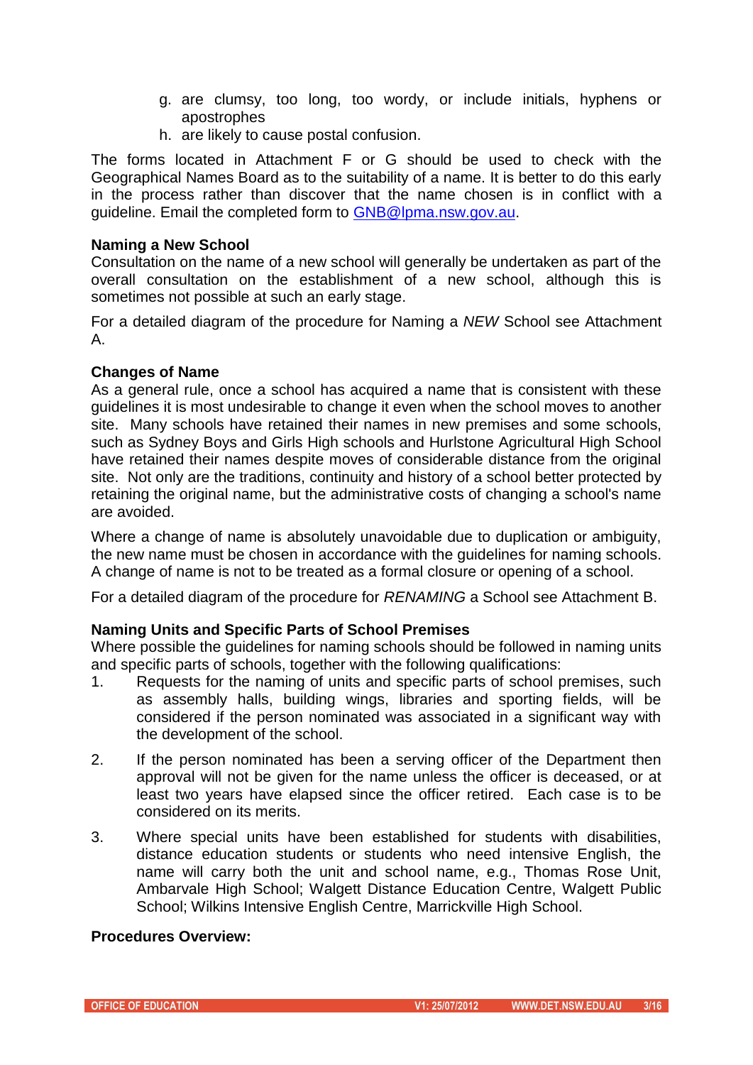g. are clumsy, too long, too wordy, or include initials, hyphens or apostrophes
h. are likely to cause postal confusion.

The forms located in Attachment F or G should be used to check with the Geographical Names Board as to the suitability of a name. It is better to do this early in the process rather than discover that the name chosen is in conflict with a guideline. Email the completed form to GNB@lpma.nsw.gov.au.

**Naming a New School**

Consultation on the name of a new school will generally be undertaken as part of the overall consultation on the establishment of a new school, although this is sometimes not possible at such an early stage.

For a detailed diagram of the procedure for Naming a *NEW* School see Attachment A.

**Changes of Name**

As a general rule, once a school has acquired a name that is consistent with these guidelines it is most undesirable to change it even when the school moves to another site. Many schools have retained their names in new premises and some schools, such as Sydney Boys and Girls High schools and Hurlstone Agricultural High School have retained their names despite moves of considerable distance from the original site. Not only are the traditions, continuity and history of a school better protected by retaining the original name, but the administrative costs of changing a school's name are avoided.

Where a change of name is absolutely unavoidable due to duplication or ambiguity, the new name must be chosen in accordance with the guidelines for naming schools. A change of name is not to be treated as a formal closure or opening of a school.

For a detailed diagram of the procedure for *RENAMING* a School see Attachment B.

**Naming Units and Specific Parts of School Premises**

Where possible the guidelines for naming schools should be followed in naming units and specific parts of schools, together with the following qualifications:

1. Requests for the naming of units and specific parts of school premises, such as assembly halls, building wings, libraries and sporting fields, will be considered if the person nominated was associated in a significant way with the development of the school.

2. If the person nominated has been a serving officer of the Department then approval will not be given for the name unless the officer is deceased, or at least two years have elapsed since the officer retired. Each case is to be considered on its merits.

3. Where special units have been established for students with disabilities, distance education students or students who need intensive English, the name will carry both the unit and school name, e.g., Thomas Rose Unit, Ambarvale High School; Walgett Distance Education Centre, Walgett Public School; Wilkins Intensive English Centre, Marrickville High School.

**Procedures Overview:**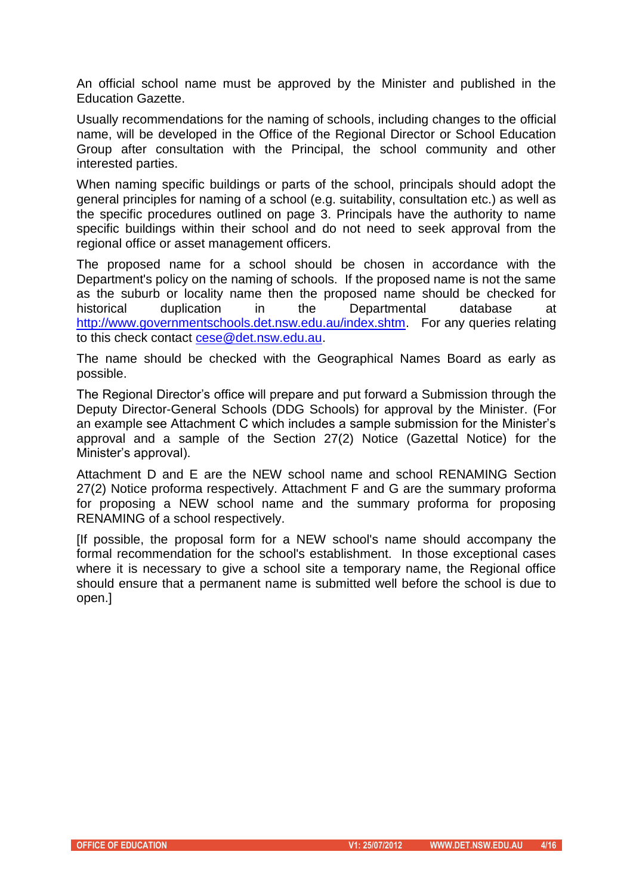An official school name must be approved by the Minister and published in the Education Gazette.

Usually recommendations for the naming of schools, including changes to the official name, will be developed in the Office of the Regional Director or School Education Group after consultation with the Principal, the school community and other interested parties.

When naming specific buildings or parts of the school, principals should adopt the general principles for naming of a school (e.g. suitability, consultation etc.) as well as the specific procedures outlined on page 3. Principals have the authority to name specific buildings within their school and do not need to seek approval from the regional office or asset management officers.

The proposed name for a school should be chosen in accordance with the Department's policy on the naming of schools. If the proposed name is not the same as the suburb or locality name then the proposed name should be checked for historical duplication in the Departmental database at [http://www.governmentschools.det.nsw.edu.au/index.shtm](http://www.governmentschools.det.nsw.edu.au/index.shtm). For any queries relating to this check contact [cese@det.nsw.edu.au](mailto:cese@det.nsw.edu.au).

The name should be checked with the Geographical Names Board as early as possible.

The Regional Director's office will prepare and put forward a Submission through the Deputy Director-General Schools (DDG Schools) for approval by the Minister. (For an example see Attachment C which includes a sample submission for the Minister's approval and a sample of the Section 27(2) Notice (Gazettal Notice) for the Minister's approval).

Attachment D and E are the NEW school name and school RENAMING Section 27(2) Notice proforma respectively. Attachment F and G are the summary proforma for proposing a NEW school name and the summary proforma for proposing RENAMING of a school respectively.

[If possible, the proposal form for a NEW school's name should accompany the formal recommendation for the school's establishment. In those exceptional cases where it is necessary to give a school site a temporary name, the Regional office should ensure that a permanent name is submitted well before the school is due to open.]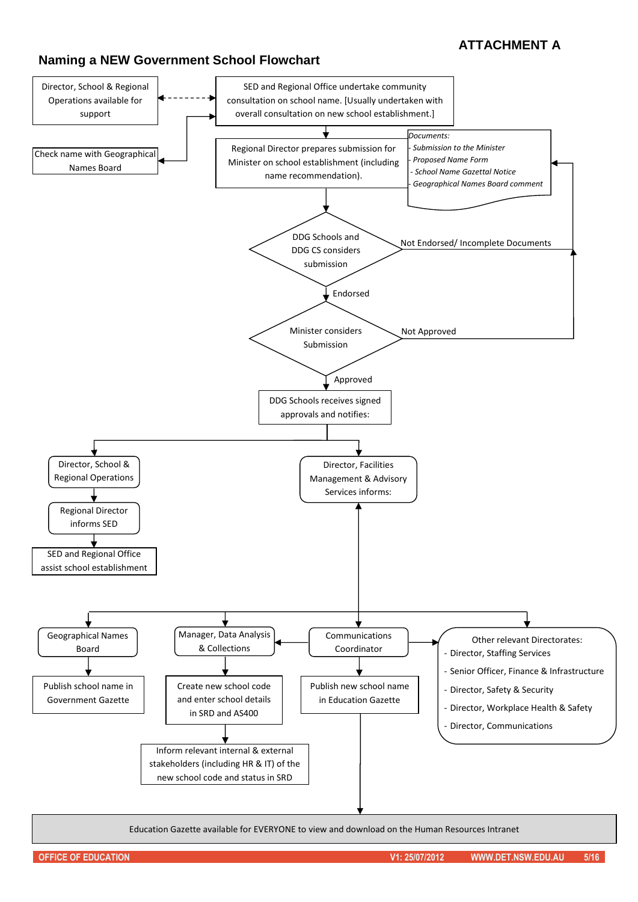**ATTACHMENT A**

## Naming a NEW Government School Flowchart

Director, School & Regional Operations available for support

SED and Regional Office undertake community consultation on school name. [Usually undertaken with overall consultation on new school establishment.]

Check name with Geographical Names Board

Regional Director prepares submission for Minister on school establishment (including name recommendation).

*Documents:*
- *Submission to the Minister*
- *Proposed Name Form*
- *School Name Gazettal Notice*
- *Geographical Names Board comment*

DDG Schools and DDG CS considers submission

Not Endorsed/ Incomplete Documents

Endorsed

Minister considers Submission

Not Approved

Approved

DDG Schools receives signed approvals and notifies:

Director, School & Regional Operations

Regional Director informs SED

SED and Regional Office assist school establishment

Director, Facilities Management & Advisory Services informs:

Geographical Names Board

Publish school name in Government Gazette

Manager, Data Analysis & Collections

Create new school code and enter school details in SRD and AS400

Inform relevant internal & external stakeholders (including HR & IT) of the new school code and status in SRD

Communications Coordinator

Publish new school name in Education Gazette

Other relevant Directorates:
- Director, Staffing Services
- Senior Officer, Finance & Infrastructure
- Director, Safety & Security
- Director, Workplace Health & Safety
- Director, Communications

Education Gazette available for EVERYONE to view and download on the Human Resources Intranet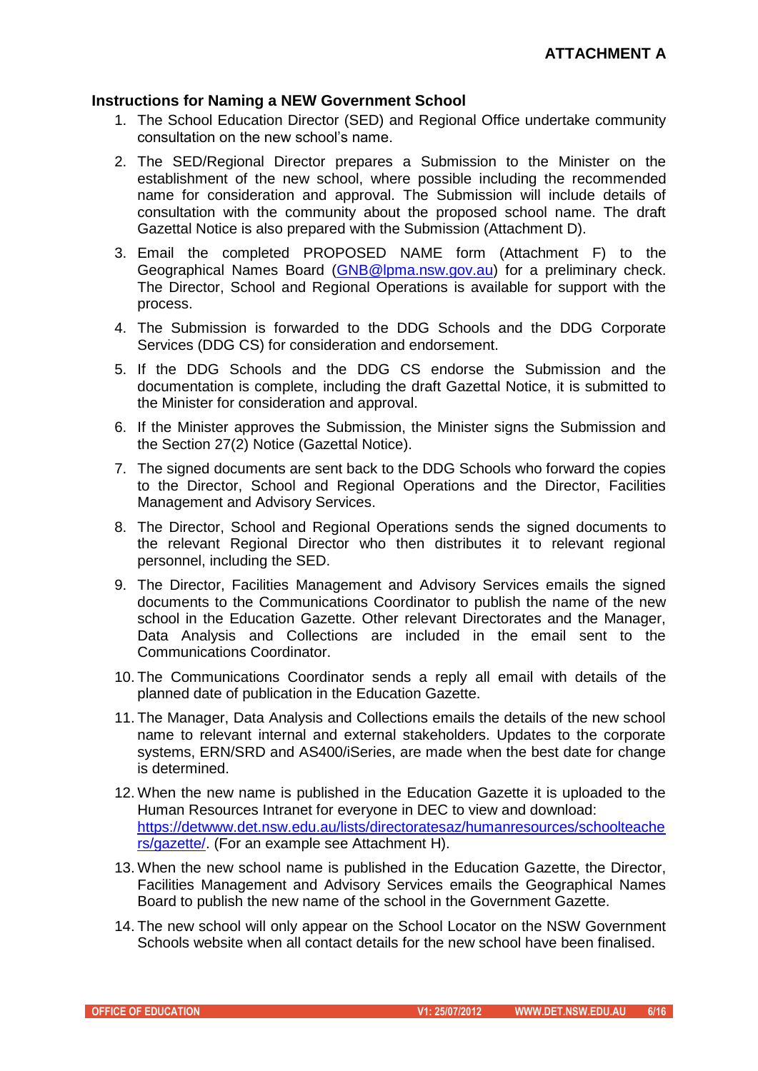**ATTACHMENT A**

## Instructions for Naming a NEW Government School

1. The School Education Director (SED) and Regional Office undertake community consultation on the new school's name.
2. The SED/Regional Director prepares a Submission to the Minister on the establishment of the new school, where possible including the recommended name for consideration and approval. The Submission will include details of consultation with the community about the proposed school name. The draft Gazettal Notice is also prepared with the Submission (Attachment D).
3. Email the completed PROPOSED NAME form (Attachment F) to the Geographical Names Board (GNB@lpma.nsw.gov.au) for a preliminary check. The Director, School and Regional Operations is available for support with the process.
4. The Submission is forwarded to the DDG Schools and the DDG Corporate Services (DDG CS) for consideration and endorsement.
5. If the DDG Schools and the DDG CS endorse the Submission and the documentation is complete, including the draft Gazettal Notice, it is submitted to the Minister for consideration and approval.
6. If the Minister approves the Submission, the Minister signs the Submission and the Section 27(2) Notice (Gazettal Notice).
7. The signed documents are sent back to the DDG Schools who forward the copies to the Director, School and Regional Operations and the Director, Facilities Management and Advisory Services.
8. The Director, School and Regional Operations sends the signed documents to the relevant Regional Director who then distributes it to relevant regional personnel, including the SED.
9. The Director, Facilities Management and Advisory Services emails the signed documents to the Communications Coordinator to publish the name of the new school in the Education Gazette. Other relevant Directorates and the Manager, Data Analysis and Collections are included in the email sent to the Communications Coordinator.
10. The Communications Coordinator sends a reply all email with details of the planned date of publication in the Education Gazette.
11. The Manager, Data Analysis and Collections emails the details of the new school name to relevant internal and external stakeholders. Updates to the corporate systems, ERN/SRD and AS400/iSeries, are made when the best date for change is determined.
12. When the new name is published in the Education Gazette it is uploaded to the Human Resources Intranet for everyone in DEC to view and download: https://detwww.det.nsw.edu.au/lists/directoratesaz/humanresources/schoolteachers/gazette/. (For an example see Attachment H).
13. When the new school name is published in the Education Gazette, the Director, Facilities Management and Advisory Services emails the Geographical Names Board to publish the new name of the school in the Government Gazette.
14. The new school will only appear on the School Locator on the NSW Government Schools website when all contact details for the new school have been finalised.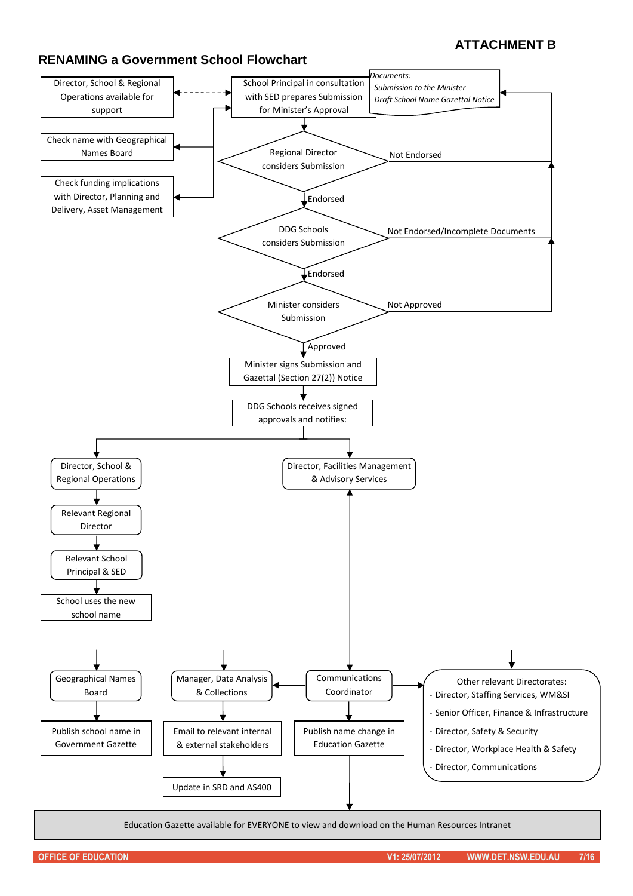**ATTACHMENT B**

## RENAMING a Government School Flowchart

Director, School & Regional Operations available for support

School Principal in consultation with SED prepares Submission for Minister's Approval

*Documents:*
*- Submission to the Minister*
*- Draft School Name Gazettal Notice*

Check name with Geographical Names Board

Check funding implications with Director, Planning and Delivery, Asset Management

Regional Director considers Submission — Not Endorsed / Endorsed

DDG Schools considers Submission — Not Endorsed/Incomplete Documents / Endorsed

Minister considers Submission — Not Approved / Approved

Minister signs Submission and Gazettal (Section 27(2)) Notice

DDG Schools receives signed approvals and notifies:

Director, School & Regional Operations

Relevant Regional Director

Relevant School Principal & SED

School uses the new school name

Director, Facilities Management & Advisory Services

Geographical Names Board

Publish school name in Government Gazette

Manager, Data Analysis & Collections

Email to relevant internal & external stakeholders

Update in SRD and AS400

Communications Coordinator

Publish name change in Education Gazette

Other relevant Directorates:
- Director, Staffing Services, WM&SI
- Senior Officer, Finance & Infrastructure
- Director, Safety & Security
- Director, Workplace Health & Safety
- Director, Communications

Education Gazette available for EVERYONE to view and download on the Human Resources Intranet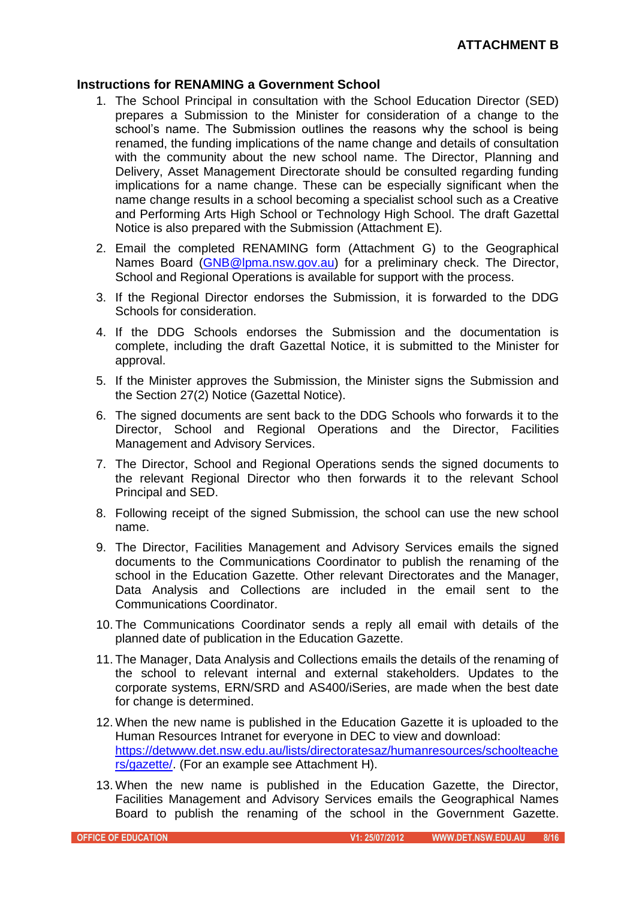**ATTACHMENT B**

## Instructions for RENAMING a Government School

1. The School Principal in consultation with the School Education Director (SED) prepares a Submission to the Minister for consideration of a change to the school's name. The Submission outlines the reasons why the school is being renamed, the funding implications of the name change and details of consultation with the community about the new school name. The Director, Planning and Delivery, Asset Management Directorate should be consulted regarding funding implications for a name change. These can be especially significant when the name change results in a school becoming a specialist school such as a Creative and Performing Arts High School or Technology High School. The draft Gazettal Notice is also prepared with the Submission (Attachment E).

2. Email the completed RENAMING form (Attachment G) to the Geographical Names Board (GNB@lpma.nsw.gov.au) for a preliminary check. The Director, School and Regional Operations is available for support with the process.

3. If the Regional Director endorses the Submission, it is forwarded to the DDG Schools for consideration.

4. If the DDG Schools endorses the Submission and the documentation is complete, including the draft Gazettal Notice, it is submitted to the Minister for approval.

5. If the Minister approves the Submission, the Minister signs the Submission and the Section 27(2) Notice (Gazettal Notice).

6. The signed documents are sent back to the DDG Schools who forwards it to the Director, School and Regional Operations and the Director, Facilities Management and Advisory Services.

7. The Director, School and Regional Operations sends the signed documents to the relevant Regional Director who then forwards it to the relevant School Principal and SED.

8. Following receipt of the signed Submission, the school can use the new school name.

9. The Director, Facilities Management and Advisory Services emails the signed documents to the Communications Coordinator to publish the renaming of the school in the Education Gazette. Other relevant Directorates and the Manager, Data Analysis and Collections are included in the email sent to the Communications Coordinator.

10. The Communications Coordinator sends a reply all email with details of the planned date of publication in the Education Gazette.

11. The Manager, Data Analysis and Collections emails the details of the renaming of the school to relevant internal and external stakeholders. Updates to the corporate systems, ERN/SRD and AS400/iSeries, are made when the best date for change is determined.

12. When the new name is published in the Education Gazette it is uploaded to the Human Resources Intranet for everyone in DEC to view and download: https://detwww.det.nsw.edu.au/lists/directoratesaz/humanresources/schoolteachers/gazette/. (For an example see Attachment H).

13. When the new name is published in the Education Gazette, the Director, Facilities Management and Advisory Services emails the Geographical Names Board to publish the renaming of the school in the Government Gazette.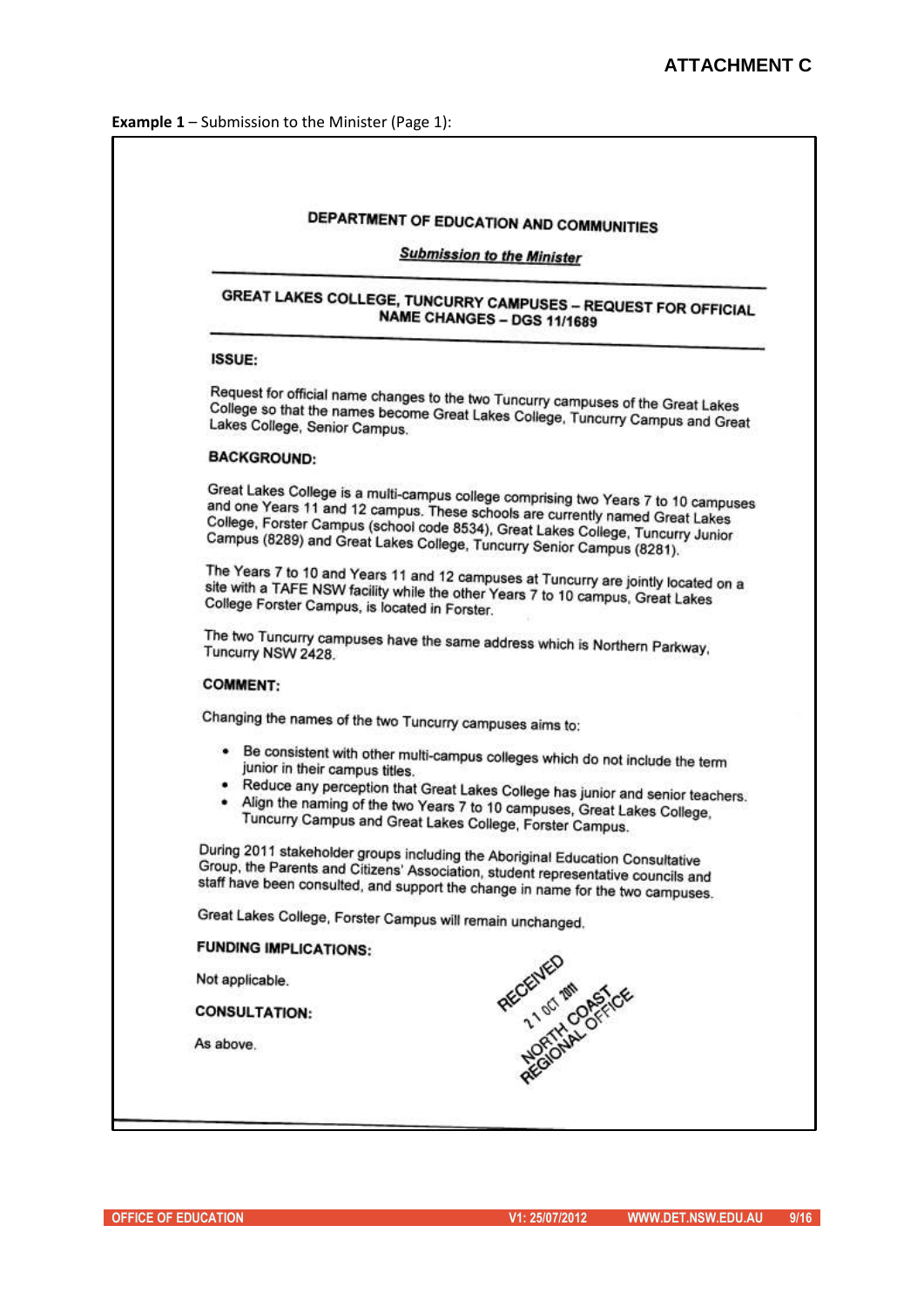**ATTACHMENT C**

**Example 1** – Submission to the Minister (Page 1):

**DEPARTMENT OF EDUCATION AND COMMUNITIES**

***Submission to the Minister***

**GREAT LAKES COLLEGE, TUNCURRY CAMPUSES – REQUEST FOR OFFICIAL NAME CHANGES – DGS 11/1689**

**ISSUE:**

Request for official name changes to the two Tuncurry campuses of the Great Lakes College so that the names become Great Lakes College, Tuncurry Campus and Great Lakes College, Senior Campus.

**BACKGROUND:**

Great Lakes College is a multi-campus college comprising two Years 7 to 10 campuses and one Years 11 and 12 campus. These schools are currently named Great Lakes College, Forster Campus (school code 8534), Great Lakes College, Tuncurry Junior Campus (8289) and Great Lakes College, Tuncurry Senior Campus (8281).

The Years 7 to 10 and Years 11 and 12 campuses at Tuncurry are jointly located on a site with a TAFE NSW facility while the other Years 7 to 10 campus, Great Lakes College Forster Campus, is located in Forster.

The two Tuncurry campuses have the same address which is Northern Parkway, Tuncurry NSW 2428.

**COMMENT:**

Changing the names of the two Tuncurry campuses aims to:

- Be consistent with other multi-campus colleges which do not include the term junior in their campus titles.
- Reduce any perception that Great Lakes College has junior and senior teachers.
- Align the naming of the two Years 7 to 10 campuses, Great Lakes College, Tuncurry Campus and Great Lakes College, Forster Campus.

During 2011 stakeholder groups including the Aboriginal Education Consultative Group, the Parents and Citizens' Association, student representative councils and staff have been consulted, and support the change in name for the two campuses.

Great Lakes College, Forster Campus will remain unchanged.

**FUNDING IMPLICATIONS:**

Not applicable.

**CONSULTATION:**

As above.

RECEIVED
21 OCT 2011
NORTH COAST
REGIONAL OFFICE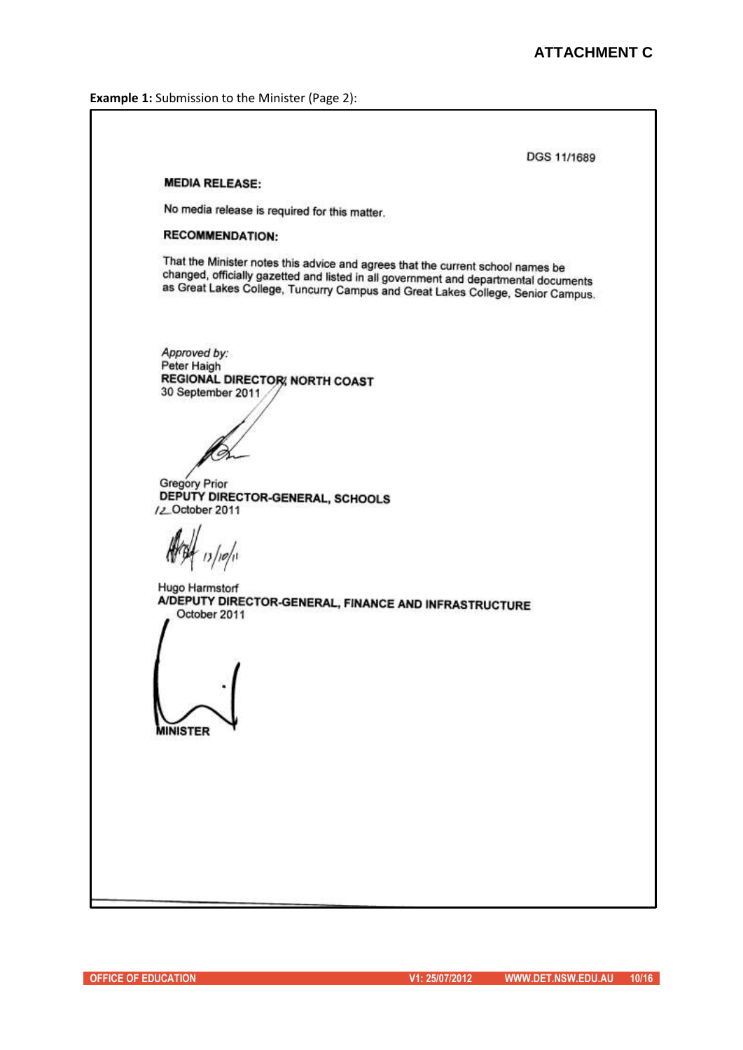**ATTACHMENT C**

**Example 1:** Submission to the Minister (Page 2):

DGS 11/1689

**MEDIA RELEASE:**

No media release is required for this matter.

**RECOMMENDATION:**

That the Minister notes this advice and agrees that the current school names be changed, officially gazetted and listed in all government and departmental documents as Great Lakes College, Tuncurry Campus and Great Lakes College, Senior Campus.

*Approved by:*
Peter Haigh
**REGIONAL DIRECTOR, NORTH COAST**
30 September 2011

Gregory Prior
**DEPUTY DIRECTOR-GENERAL, SCHOOLS**
12 October 2011

13/10/11

Hugo Harmstorf
**A/DEPUTY DIRECTOR-GENERAL, FINANCE AND INFRASTRUCTURE**
October 2011

**MINISTER**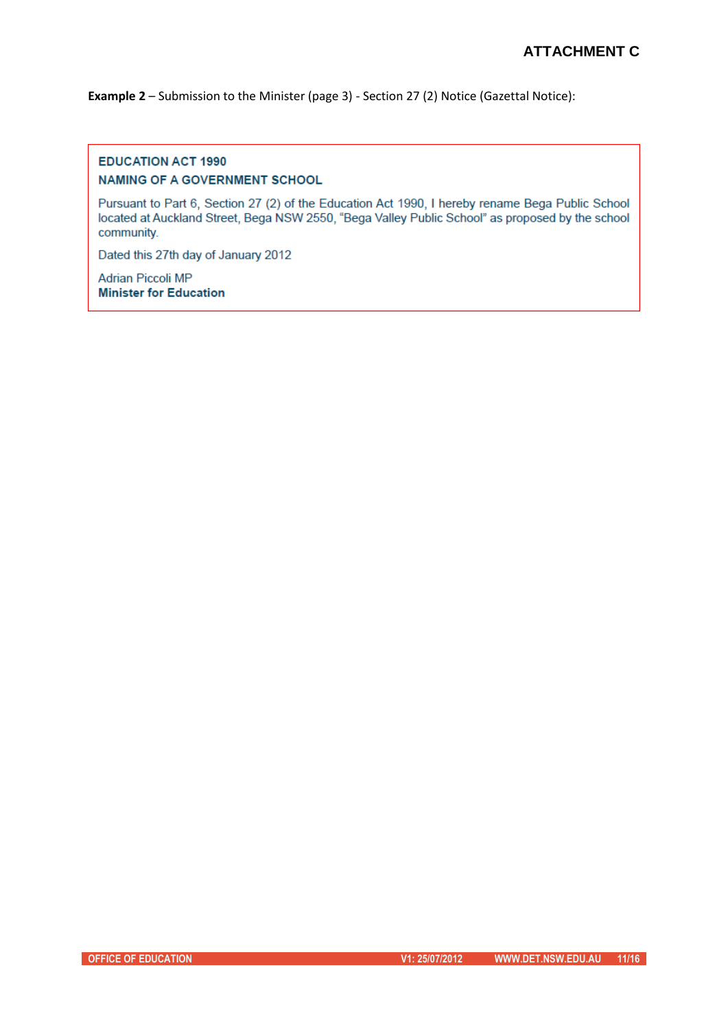## ATTACHMENT C

**Example 2** – Submission to the Minister (page 3) - Section 27 (2) Notice (Gazettal Notice):

**EDUCATION ACT 1990**

**NAMING OF A GOVERNMENT SCHOOL**

Pursuant to Part 6, Section 27 (2) of the Education Act 1990, I hereby rename Bega Public School located at Auckland Street, Bega NSW 2550, "Bega Valley Public School" as proposed by the school community.

Dated this 27th day of January 2012

Adrian Piccoli MP
**Minister for Education**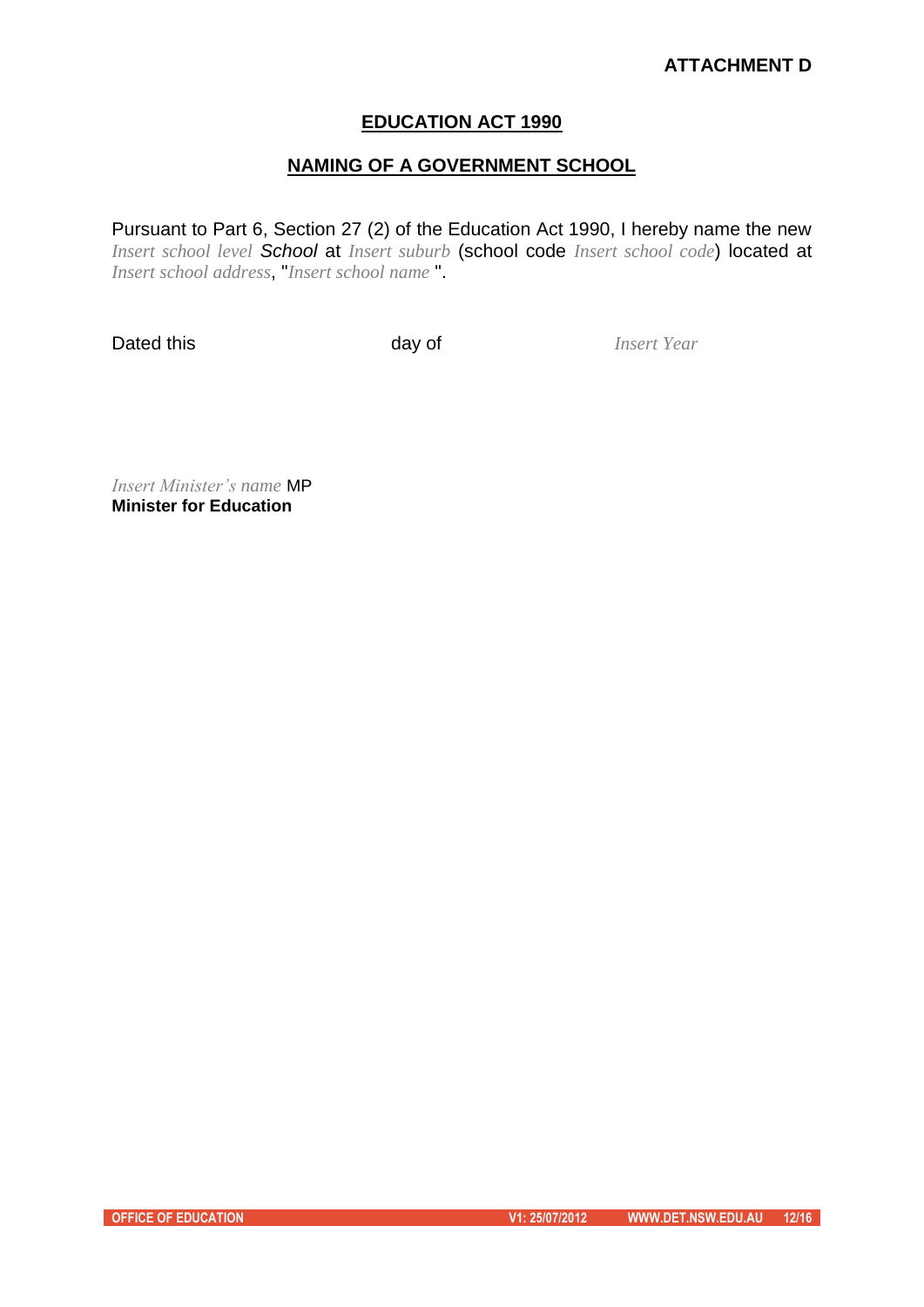**ATTACHMENT D**

## EDUCATION ACT 1990

## NAMING OF A GOVERNMENT SCHOOL

Pursuant to Part 6, Section 27 (2) of the Education Act 1990, I hereby name the new *Insert school level* *School* at *Insert suburb* (school code *Insert school code*) located at *Insert school address*, "*Insert school name* ".

Dated this day of *Insert Year*

*Insert Minister's name* MP
**Minister for Education**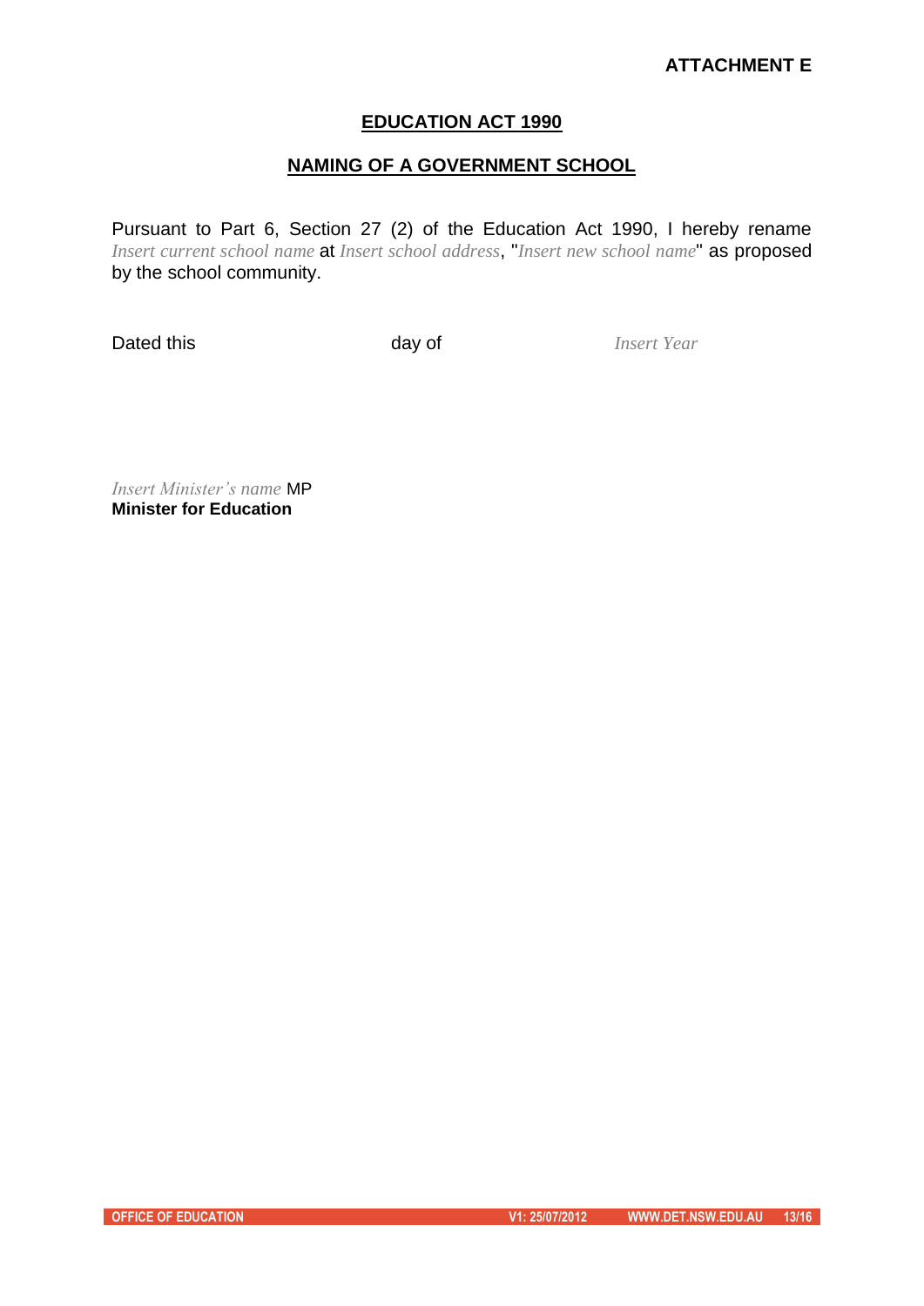**ATTACHMENT E**

## EDUCATION ACT 1990

## NAMING OF A GOVERNMENT SCHOOL

Pursuant to Part 6, Section 27 (2) of the Education Act 1990, I hereby rename *Insert current school name* at *Insert school address*, "*Insert new school name*" as proposed by the school community.

Dated this day of *Insert Year*

*Insert Minister's name* MP
**Minister for Education**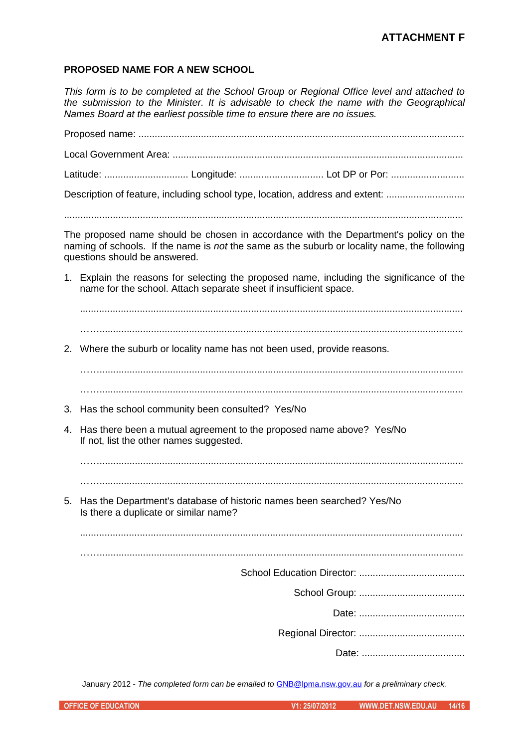**ATTACHMENT F**

**PROPOSED NAME FOR A NEW SCHOOL**

*This form is to be completed at the School Group or Regional Office level and attached to the submission to the Minister. It is advisable to check the name with the Geographical Names Board at the earliest possible time to ensure there are no issues.*

Proposed name: ........................................................................................................................

Local Government Area: ...........................................................................................................

Latitude: ............................... Longitude: ............................... Lot DP or Por: ...........................

Description of feature, including school type, location, address and extent: ............................

...................................................................................................................................................

The proposed name should be chosen in accordance with the Department's policy on the naming of schools. If the name is *not* the same as the suburb or locality name, the following questions should be answered.

1. Explain the reasons for selecting the proposed name, including the significance of the name for the school. Attach separate sheet if insufficient space.

   ...........................................................................................................................................

   ...........................................................................................................................................

2. Where the suburb or locality name has not been used, provide reasons.

   ...........................................................................................................................................

   ...........................................................................................................................................

3. Has the school community been consulted? Yes/No

4. Has there been a mutual agreement to the proposed name above? Yes/No
   If not, list the other names suggested.

   ...........................................................................................................................................

   ...........................................................................................................................................

5. Has the Department's database of historic names been searched? Yes/No
   Is there a duplicate or similar name?

   ...........................................................................................................................................

   ...........................................................................................................................................

School Education Director: .......................................

School Group: .......................................

Date: .......................................

Regional Director: .......................................

Date: ......................................

January 2012 - *The completed form can be emailed to* GNB@lpma.nsw.gov.au *for a preliminary check.*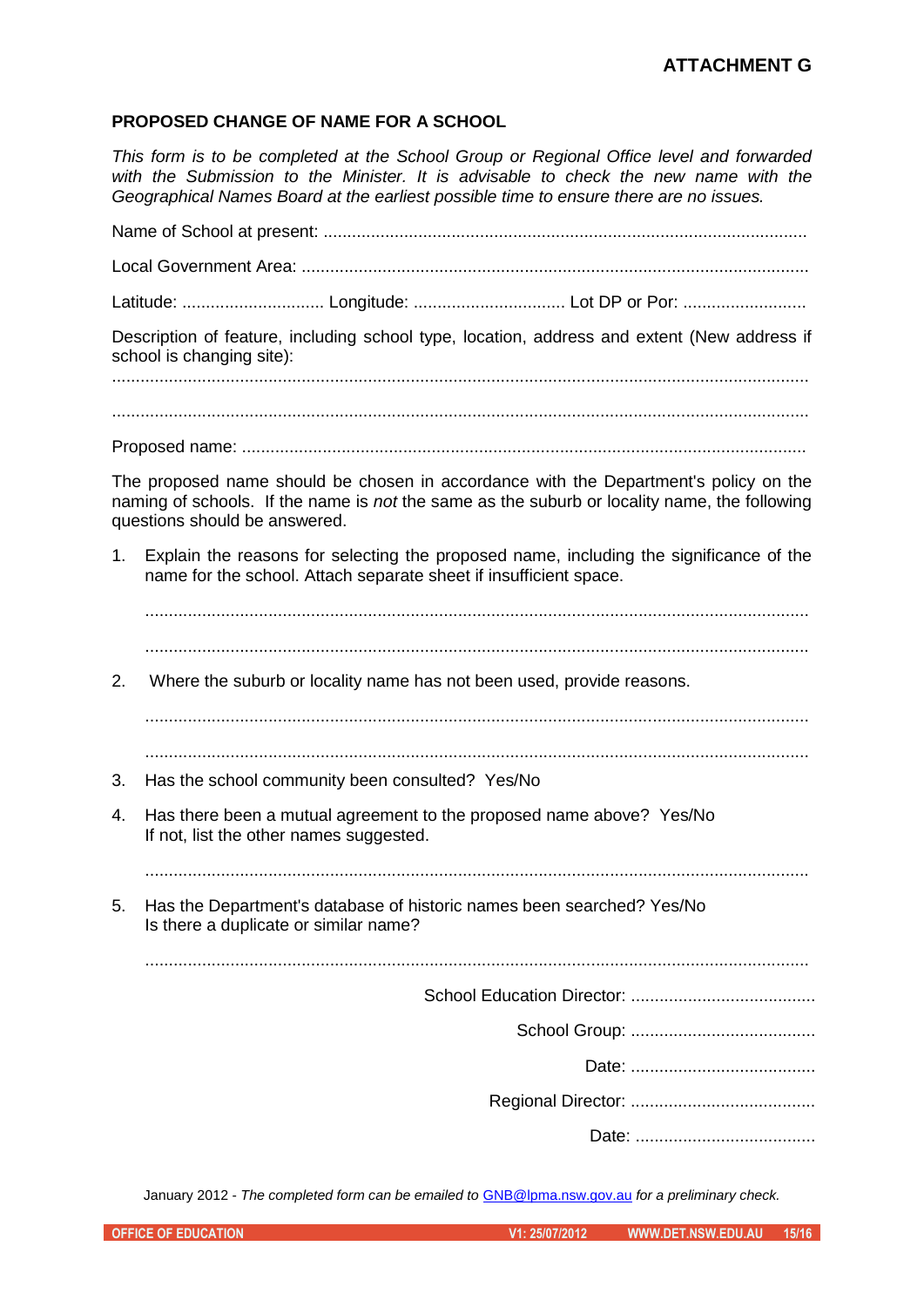**ATTACHMENT G**

## PROPOSED CHANGE OF NAME FOR A SCHOOL

*This form is to be completed at the School Group or Regional Office level and forwarded with the Submission to the Minister. It is advisable to check the new name with the Geographical Names Board at the earliest possible time to ensure there are no issues.*

Name of School at present: ......................................................................................................

Local Government Area: ..........................................................................................................

Latitude: .............................. Longitude: ................................ Lot DP or Por: ..........................

Description of feature, including school type, location, address and extent (New address if school is changing site):

.................................................................................................................................................

.................................................................................................................................................

Proposed name: .......................................................................................................................

The proposed name should be chosen in accordance with the Department's policy on the naming of schools. If the name is *not* the same as the suburb or locality name, the following questions should be answered.

1. Explain the reasons for selecting the proposed name, including the significance of the name for the school. Attach separate sheet if insufficient space.

   ...........................................................................................................................................

   ...........................................................................................................................................

2. Where the suburb or locality name has not been used, provide reasons.

   ...........................................................................................................................................

   ...........................................................................................................................................

3. Has the school community been consulted? Yes/No

4. Has there been a mutual agreement to the proposed name above? Yes/No
   If not, list the other names suggested.

   ...........................................................................................................................................

5. Has the Department's database of historic names been searched? Yes/No
   Is there a duplicate or similar name?

   ...........................................................................................................................................

School Education Director: .......................................

School Group: .......................................

Date: .......................................

Regional Director: .......................................

Date: ......................................

January 2012 - *The completed form can be emailed to* GNB@lpma.nsw.gov.au *for a preliminary check.*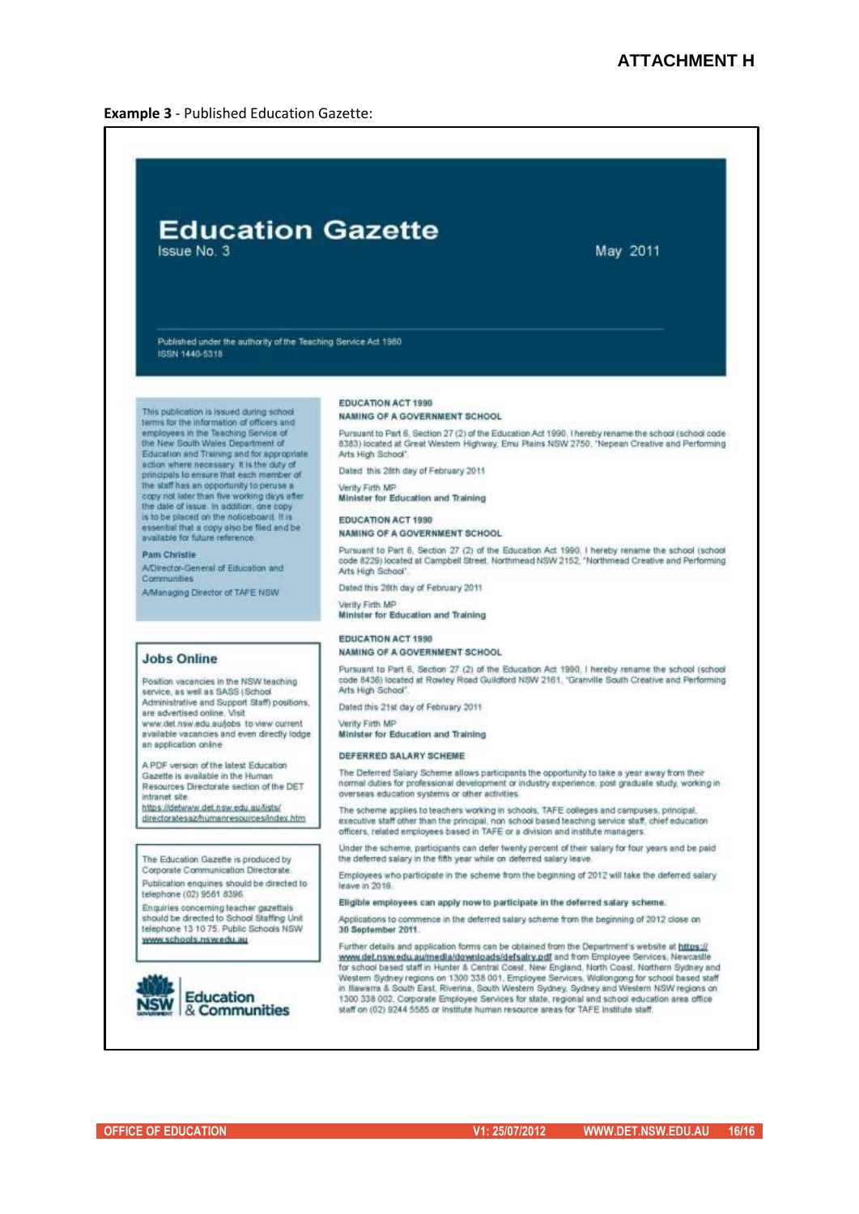# ATTACHMENT H

**Example 3** - Published Education Gazette:

# Education Gazette

Issue No. 3

May 2011

Published under the authority of the Teaching Service Act 1980
ISSN 1440-5318

This publication is issued during school terms for the information of officers and employees in the Teaching Service of the New South Wales Department of Education and Training and for appropriate action where necessary. It is the duty of principals to ensure that each member of the staff has an opportunity to peruse a copy not later than five working days after the date of issue. In addition, one copy is to be placed on the noticeboard. It is essential that a copy also be filed and be available for future reference.

**Pam Christie**
A/Director-General of Education and Communities
A/Managing Director of TAFE NSW

## Jobs Online

Position vacancies in the NSW teaching service, as well as SASS (School Administrative and Support Staff) positions, are advertised online. Visit www.det.nsw.edu.au/jobs to view current available vacancies and even directly lodge an application online.

A PDF version of the latest Education Gazette is available in the Human Resources Directorate section of the DET intranet site.
https://detwww.det.nsw.edu.au/lists/directoratesaz/humanresources/index.htm

The Education Gazette is produced by Corporate Communication Directorate.

Publication enquiries should be directed to telephone (02) 9561 8396.

Enquiries concerning teacher gazettals should be directed to School Staffing Unit telephone 13 10 75. Public Schools NSW www.schools.nsw.edu.au

NSW Government – Education & Communities

### EDUCATION ACT 1990
### NAMING OF A GOVERNMENT SCHOOL

Pursuant to Part 6, Section 27 (2) of the Education Act 1990, I hereby rename the school (school code 8383) located at Great Western Highway, Emu Plains NSW 2750, "Nepean Creative and Performing Arts High School".

Dated this 28th day of February 2011

Verity Firth MP
**Minister for Education and Training**

### EDUCATION ACT 1990
### NAMING OF A GOVERNMENT SCHOOL

Pursuant to Part 6, Section 27 (2) of the Education Act 1990, I hereby rename the school (school code 8229) located at Campbell Street, Northmead NSW 2152, "Northmead Creative and Performing Arts High School".

Dated this 28th day of February 2011

Verity Firth MP
**Minister for Education and Training**

### EDUCATION ACT 1990
### NAMING OF A GOVERNMENT SCHOOL

Pursuant to Part 6, Section 27 (2) of the Education Act 1990, I hereby rename the school (school code 8436) located at Rowley Road Guildford NSW 2161, "Granville South Creative and Performing Arts High School".

Dated this 21st day of February 2011

Verity Firth MP
**Minister for Education and Training**

### DEFERRED SALARY SCHEME

The Deferred Salary Scheme allows participants the opportunity to take a year away from their normal duties for professional development or industry experience, post graduate study, working in overseas education systems or other activities.

The scheme applies to teachers working in schools, TAFE colleges and campuses, principal, executive staff other than the principal, non school based teaching service staff, chief education officers, related employees based in TAFE or a division and institute managers.

Under the scheme, participants can defer twenty percent of their salary for four years and be paid the deferred salary in the fifth year while on deferred salary leave.

Employees who participate in the scheme from the beginning of 2012 will take the deferred salary leave in 2016.

**Eligible employees can apply now to participate in the deferred salary scheme.**

Applications to commence in the deferred salary scheme from the beginning of 2012 close on **30 September 2011**.

Further details and application forms can be obtained from the Department's website at https://www.det.nsw.edu.au/media/downloads/defsalry.pdf and from Employee Services, Newcastle for school based staff in Hunter & Central Coast, New England, North Coast, Northern Sydney and Western Sydney regions on 1300 338 001, Employee Services, Wollongong for school based staff in Illawarra & South East, Riverina, South Western Sydney, Sydney and Western NSW regions on 1300 338 002, Corporate Employee Services for state, regional and school education area office staff on (02) 9244 5585 or Institute human resource areas for TAFE Institute staff.